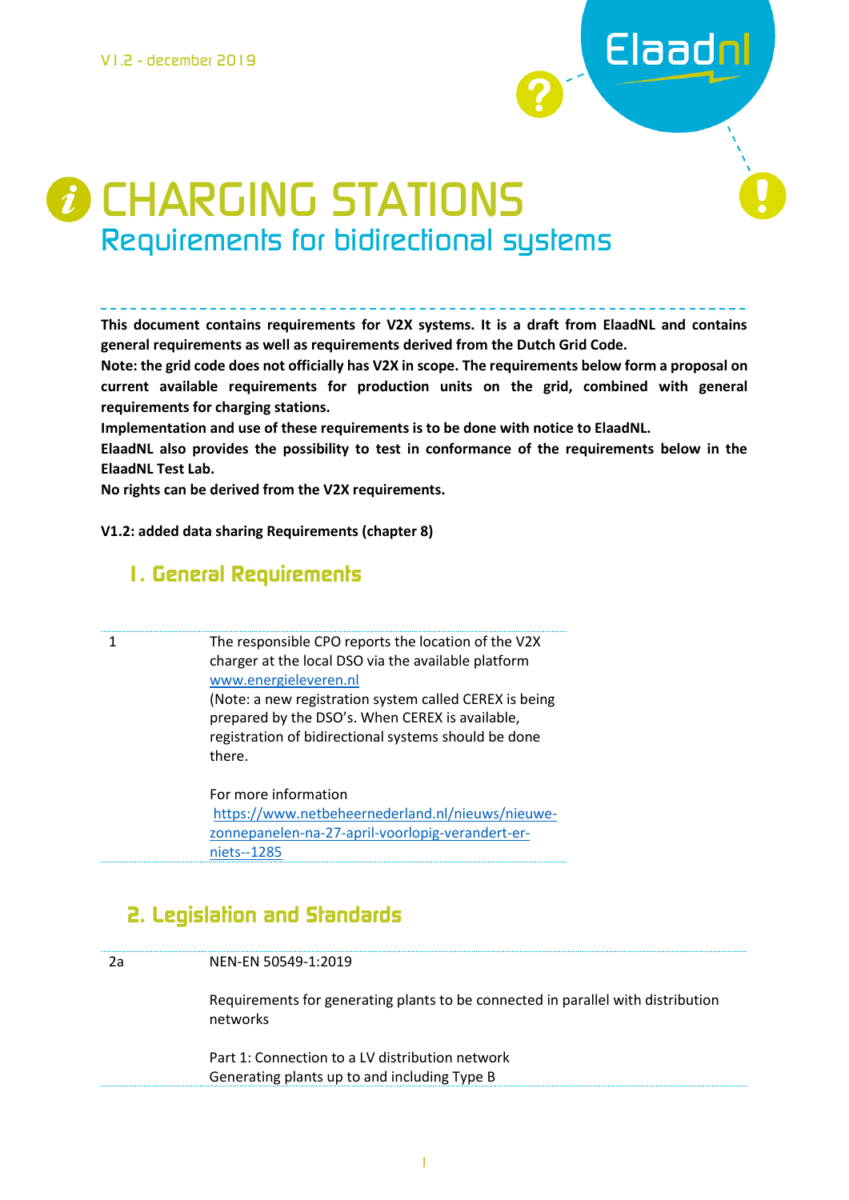V1.2 - december 2019

# CHARGING STATIONS

## Requirements for bidirectional systems

**This document contains requirements for V2X systems. It is a draft from ElaadNL and contains general requirements as well as requirements derived from the Dutch Grid Code.**

**Note: the grid code does not officially has V2X in scope. The requirements below form a proposal on current available requirements for production units on the grid, combined with general requirements for charging stations.**

**Implementation and use of these requirements is to be done with notice to ElaadNL.**

**ElaadNL also provides the possibility to test in conformance of the requirements below in the ElaadNL Test Lab.**

**No rights can be derived from the V2X requirements.**

**V1.2: added data sharing Requirements (chapter 8)**

## 1. General Requirements

| | |
|---|---|
| 1 | The responsible CPO reports the location of the V2X charger at the local DSO via the available platform [www.energieleveren.nl](www.energieleveren.nl)<br>(Note: a new registration system called CEREX is being prepared by the DSO's. When CEREX is available, registration of bidirectional systems should be done there.<br><br>For more information<br>[https://www.netbeheernederland.nl/nieuws/nieuwe-zonnepanelen-na-27-april-voorlopig-verandert-er-niets--1285](https://www.netbeheernederland.nl/nieuws/nieuwe-zonnepanelen-na-27-april-voorlopig-verandert-er-niets--1285) |

## 2. Legislation and Standards

| | |
|---|---|
| 2a | NEN-EN 50549-1:2019<br><br>Requirements for generating plants to be connected in parallel with distribution networks<br><br>Part 1: Connection to a LV distribution network<br>Generating plants up to and including Type B |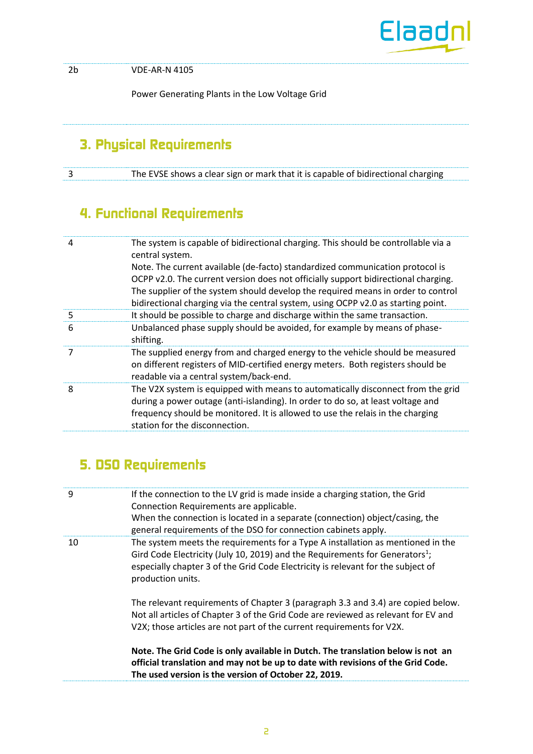| | |
|---|---|
| 2b | VDE-AR-N 4105<br><br>Power Generating Plants in the Low Voltage Grid |

## 3. Physical Requirements

| | |
|---|---|
| 3 | The EVSE shows a clear sign or mark that it is capable of bidirectional charging |

## 4. Functional Requirements

| | |
|---|---|
| 4 | The system is capable of bidirectional charging. This should be controllable via a central system.<br>Note. The current available (de-facto) standardized communication protocol is OCPP v2.0. The current version does not officially support bidirectional charging. The supplier of the system should develop the required means in order to control bidirectional charging via the central system, using OCPP v2.0 as starting point. |
| 5 | It should be possible to charge and discharge within the same transaction. |
| 6 | Unbalanced phase supply should be avoided, for example by means of phase-shifting. |
| 7 | The supplied energy from and charged energy to the vehicle should be measured on different registers of MID-certified energy meters. Both registers should be readable via a central system/back-end. |
| 8 | The V2X system is equipped with means to automatically disconnect from the grid during a power outage (anti-islanding). In order to do so, at least voltage and frequency should be monitored. It is allowed to use the relais in the charging station for the disconnection. |

## 5. DSO Requirements

| | |
|---|---|
| 9 | If the connection to the LV grid is made inside a charging station, the Grid Connection Requirements are applicable.<br>When the connection is located in a separate (connection) object/casing, the general requirements of the DSO for connection cabinets apply. |
| 10 | The system meets the requirements for a Type A installation as mentioned in the Gird Code Electricity (July 10, 2019) and the Requirements for Generators[1]; especially chapter 3 of the Grid Code Electricity is relevant for the subject of production units.<br><br>The relevant requirements of Chapter 3 (paragraph 3.3 and 3.4) are copied below. Not all articles of Chapter 3 of the Grid Code are reviewed as relevant for EV and V2X; those articles are not part of the current requirements for V2X.<br><br>**Note. The Grid Code is only available in Dutch. The translation below is not an official translation and may not be up to date with revisions of the Grid Code. The used version is the version of October 22, 2019.** |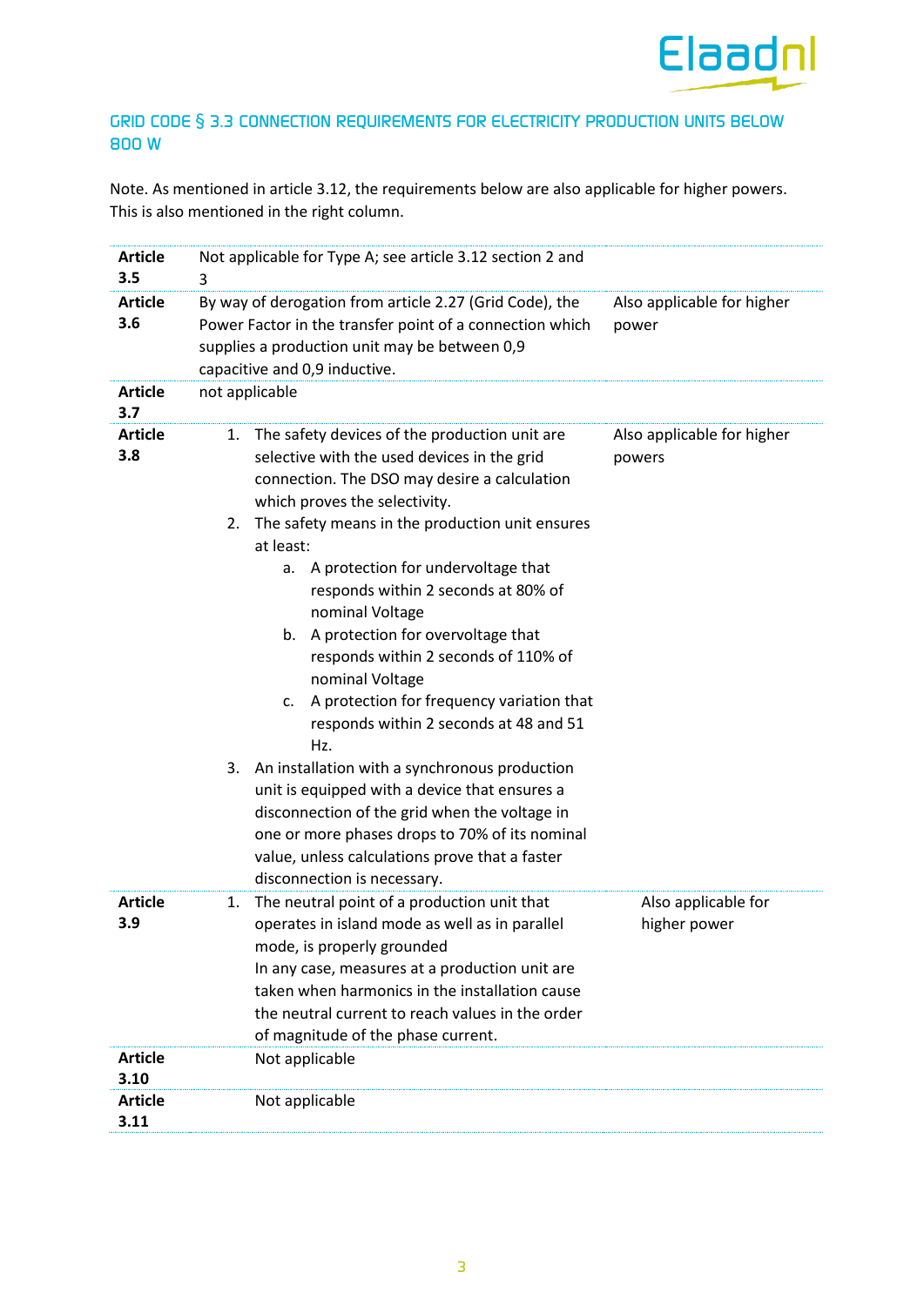## GRID CODE § 3.3 CONNECTION REQUIREMENTS FOR ELECTRICITY PRODUCTION UNITS BELOW 800 W

Note. As mentioned in article 3.12, the requirements below are also applicable for higher powers. This is also mentioned in the right column.

| | | |
|---|---|---|
| **Article 3.5** | Not applicable for Type A; see article 3.12 section 2 and 3 | |
| **Article 3.6** | By way of derogation from article 2.27 (Grid Code), the Power Factor in the transfer point of a connection which supplies a production unit may be between 0,9 capacitive and 0,9 inductive. | Also applicable for higher power |
| **Article 3.7** | not applicable | |
| **Article 3.8** | 1. The safety devices of the production unit are selective with the used devices in the grid connection. The DSO may desire a calculation which proves the selectivity.<br>2. The safety means in the production unit ensures at least:<br>a. A protection for undervoltage that responds within 2 seconds at 80% of nominal Voltage<br>b. A protection for overvoltage that responds within 2 seconds of 110% of nominal Voltage<br>c. A protection for frequency variation that responds within 2 seconds at 48 and 51 Hz.<br>3. An installation with a synchronous production unit is equipped with a device that ensures a disconnection of the grid when the voltage in one or more phases drops to 70% of its nominal value, unless calculations prove that a faster disconnection is necessary. | Also applicable for higher powers |
| **Article 3.9** | 1. The neutral point of a production unit that operates in island mode as well as in parallel mode, is properly grounded<br>In any case, measures at a production unit are taken when harmonics in the installation cause the neutral current to reach values in the order of magnitude of the phase current. | Also applicable for higher power |
| **Article 3.10** | Not applicable | |
| **Article 3.11** | Not applicable | |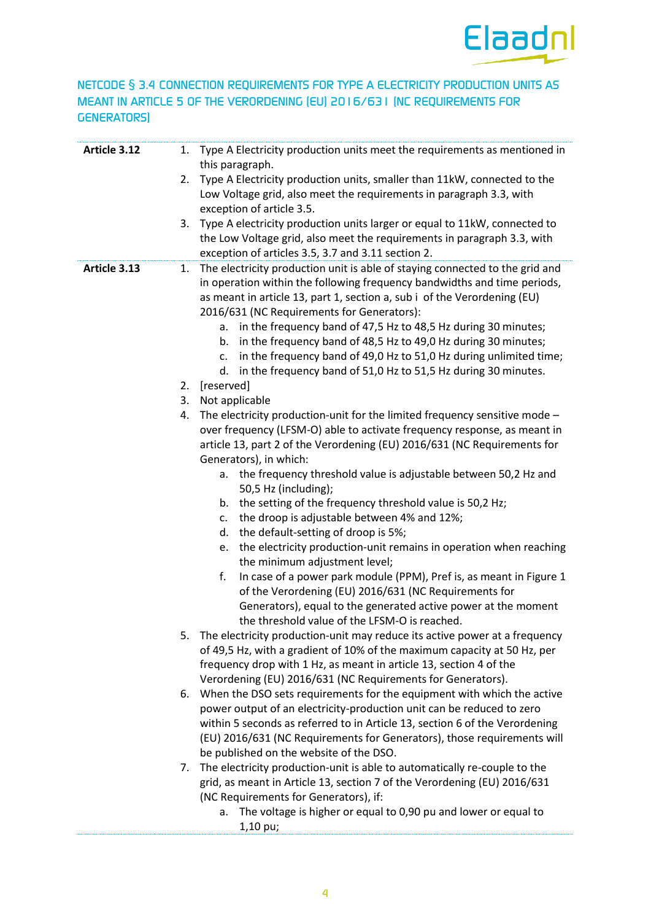## NETCODE § 3.4 CONNECTION REQUIREMENTS FOR TYPE A ELECTRICITY PRODUCTION UNITS AS MEANT IN ARTICLE 5 OF THE VERORDENING (EU) 2016/631 (NC REQUIREMENTS FOR GENERATORS)

**Article 3.12**

1. Type A Electricity production units meet the requirements as mentioned in this paragraph.
2. Type A Electricity production units, smaller than 11kW, connected to the Low Voltage grid, also meet the requirements in paragraph 3.3, with exception of article 3.5.
3. Type A electricity production units larger or equal to 11kW, connected to the Low Voltage grid, also meet the requirements in paragraph 3.3, with exception of articles 3.5, 3.7 and 3.11 section 2.

**Article 3.13**

1. The electricity production unit is able of staying connected to the grid and in operation within the following frequency bandwidths and time periods, as meant in article 13, part 1, section a, sub i of the Verordening (EU) 2016/631 (NC Requirements for Generators):
   a. in the frequency band of 47,5 Hz to 48,5 Hz during 30 minutes;
   b. in the frequency band of 48,5 Hz to 49,0 Hz during 30 minutes;
   c. in the frequency band of 49,0 Hz to 51,0 Hz during unlimited time;
   d. in the frequency band of 51,0 Hz to 51,5 Hz during 30 minutes.
2. [reserved]
3. Not applicable
4. The electricity production-unit for the limited frequency sensitive mode – over frequency (LFSM-O) able to activate frequency response, as meant in article 13, part 2 of the Verordening (EU) 2016/631 (NC Requirements for Generators), in which:
   a. the frequency threshold value is adjustable between 50,2 Hz and 50,5 Hz (including);
   b. the setting of the frequency threshold value is 50,2 Hz;
   c. the droop is adjustable between 4% and 12%;
   d. the default-setting of droop is 5%;
   e. the electricity production-unit remains in operation when reaching the minimum adjustment level;
   f. In case of a power park module (PPM), Pref is, as meant in Figure 1 of the Verordening (EU) 2016/631 (NC Requirements for Generators), equal to the generated active power at the moment the threshold value of the LFSM-O is reached.
5. The electricity production-unit may reduce its active power at a frequency of 49,5 Hz, with a gradient of 10% of the maximum capacity at 50 Hz, per frequency drop with 1 Hz, as meant in article 13, section 4 of the Verordening (EU) 2016/631 (NC Requirements for Generators).
6. When the DSO sets requirements for the equipment with which the active power output of an electricity-production unit can be reduced to zero within 5 seconds as referred to in Article 13, section 6 of the Verordening (EU) 2016/631 (NC Requirements for Generators), those requirements will be published on the website of the DSO.
7. The electricity production-unit is able to automatically re-couple to the grid, as meant in Article 13, section 7 of the Verordening (EU) 2016/631 (NC Requirements for Generators), if:
   a. The voltage is higher or equal to 0,90 pu and lower or equal to 1,10 pu;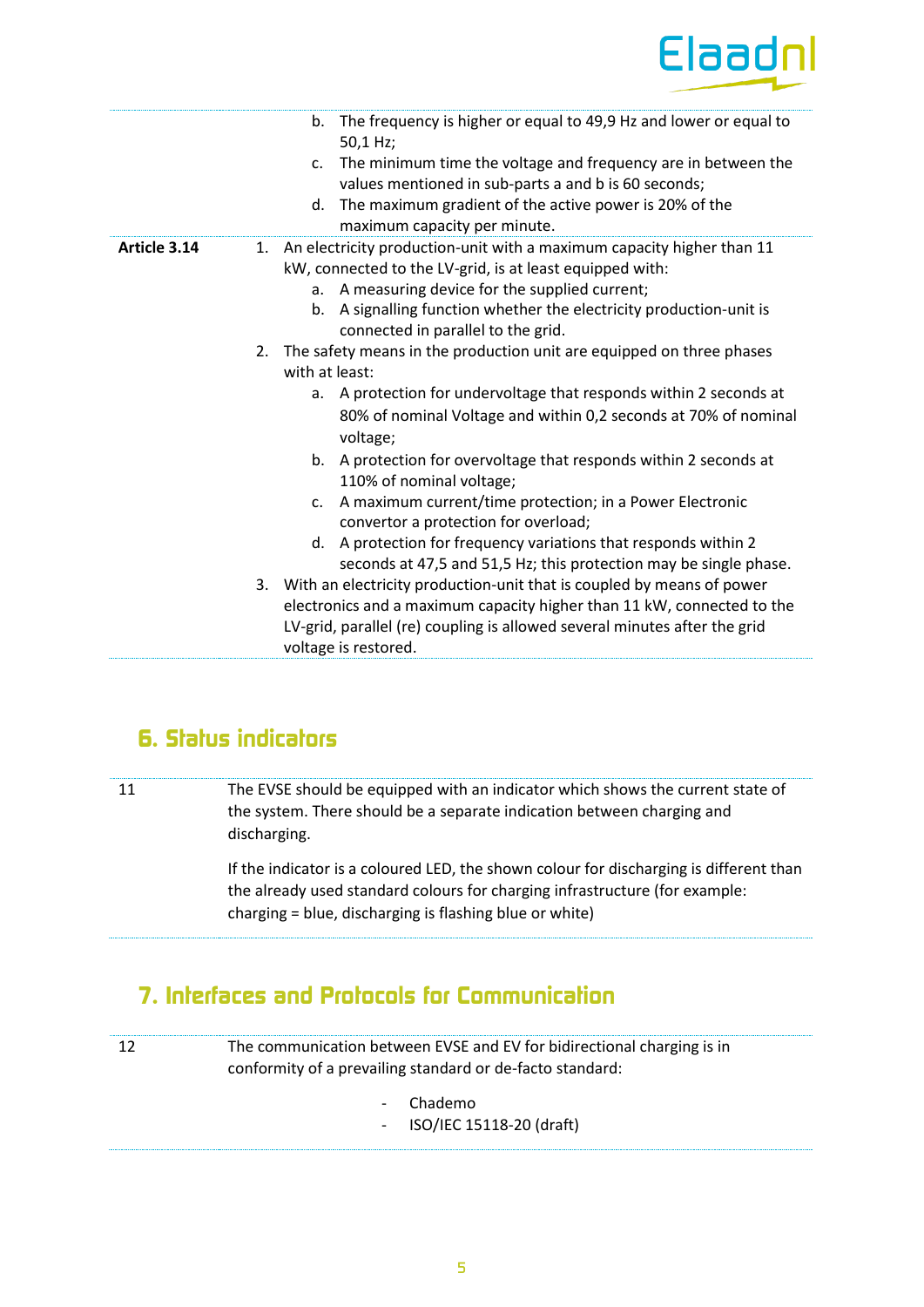| | |
|---|---|
| | b. The frequency is higher or equal to 49,9 Hz and lower or equal to 50,1 Hz;<br>c. The minimum time the voltage and frequency are in between the values mentioned in sub-parts a and b is 60 seconds;<br>d. The maximum gradient of the active power is 20% of the maximum capacity per minute. |
| **Article 3.14** | 1. An electricity production-unit with a maximum capacity higher than 11 kW, connected to the LV-grid, is at least equipped with:<br>a. A measuring device for the supplied current;<br>b. A signalling function whether the electricity production-unit is connected in parallel to the grid.<br>2. The safety means in the production unit are equipped on three phases with at least:<br>a. A protection for undervoltage that responds within 2 seconds at 80% of nominal Voltage and within 0,2 seconds at 70% of nominal voltage;<br>b. A protection for overvoltage that responds within 2 seconds at 110% of nominal voltage;<br>c. A maximum current/time protection; in a Power Electronic convertor a protection for overload;<br>d. A protection for frequency variations that responds within 2 seconds at 47,5 and 51,5 Hz; this protection may be single phase.<br>3. With an electricity production-unit that is coupled by means of power electronics and a maximum capacity higher than 11 kW, connected to the LV-grid, parallel (re) coupling is allowed several minutes after the grid voltage is restored. |

## 6. Status indicators

| | |
|---|---|
| 11 | The EVSE should be equipped with an indicator which shows the current state of the system. There should be a separate indication between charging and discharging.<br><br>If the indicator is a coloured LED, the shown colour for discharging is different than the already used standard colours for charging infrastructure (for example: charging = blue, discharging is flashing blue or white) |

## 7. Interfaces and Protocols for Communication

| | |
|---|---|
| 12 | The communication between EVSE and EV for bidirectional charging is in conformity of a prevailing standard or de-facto standard:<br><br>- Chademo<br>- ISO/IEC 15118-20 (draft) |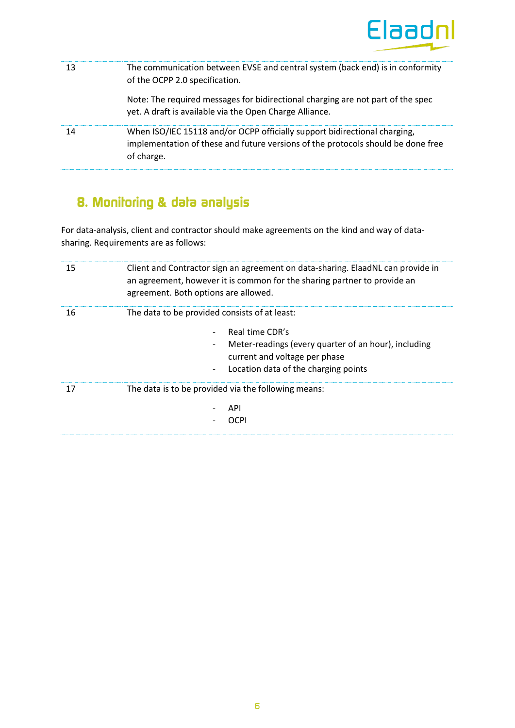| | |
|---|---|
| 13 | The communication between EVSE and central system (back end) is in conformity of the OCPP 2.0 specification.<br><br>Note: The required messages for bidirectional charging are not part of the spec yet. A draft is available via the Open Charge Alliance. |
| 14 | When ISO/IEC 15118 and/or OCPP officially support bidirectional charging, implementation of these and future versions of the protocols should be done free of charge. |

## 8. Monitoring & data analysis

For data-analysis, client and contractor should make agreements on the kind and way of data-sharing. Requirements are as follows:

| | |
|---|---|
| 15 | Client and Contractor sign an agreement on data-sharing. ElaadNL can provide in an agreement, however it is common for the sharing partner to provide an agreement. Both options are allowed. |
| 16 | The data to be provided consists of at least:<br><br>- Real time CDR's<br>- Meter-readings (every quarter of an hour), including current and voltage per phase<br>- Location data of the charging points |
| 17 | The data is to be provided via the following means:<br><br>- API<br>- OCPI |